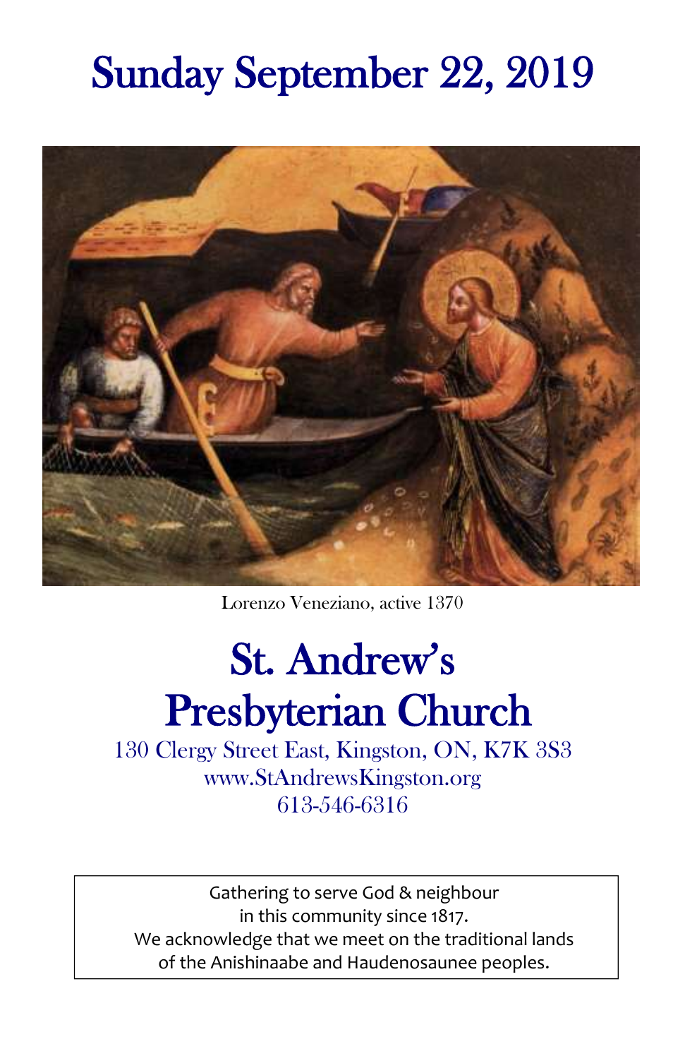# Sunday September 22, 2019

Lorenzo Veneziano, active 1370

# St. Andrew's Presbyterian Church

130 Clergy Street East, Kingston, ON, K7K 3S3
www.StAndrewsKingston.org
613-546-6316

Gathering to serve God & neighbour
in this community since 1817.
We acknowledge that we meet on the traditional lands
of the Anishinaabe and Haudenosaunee peoples.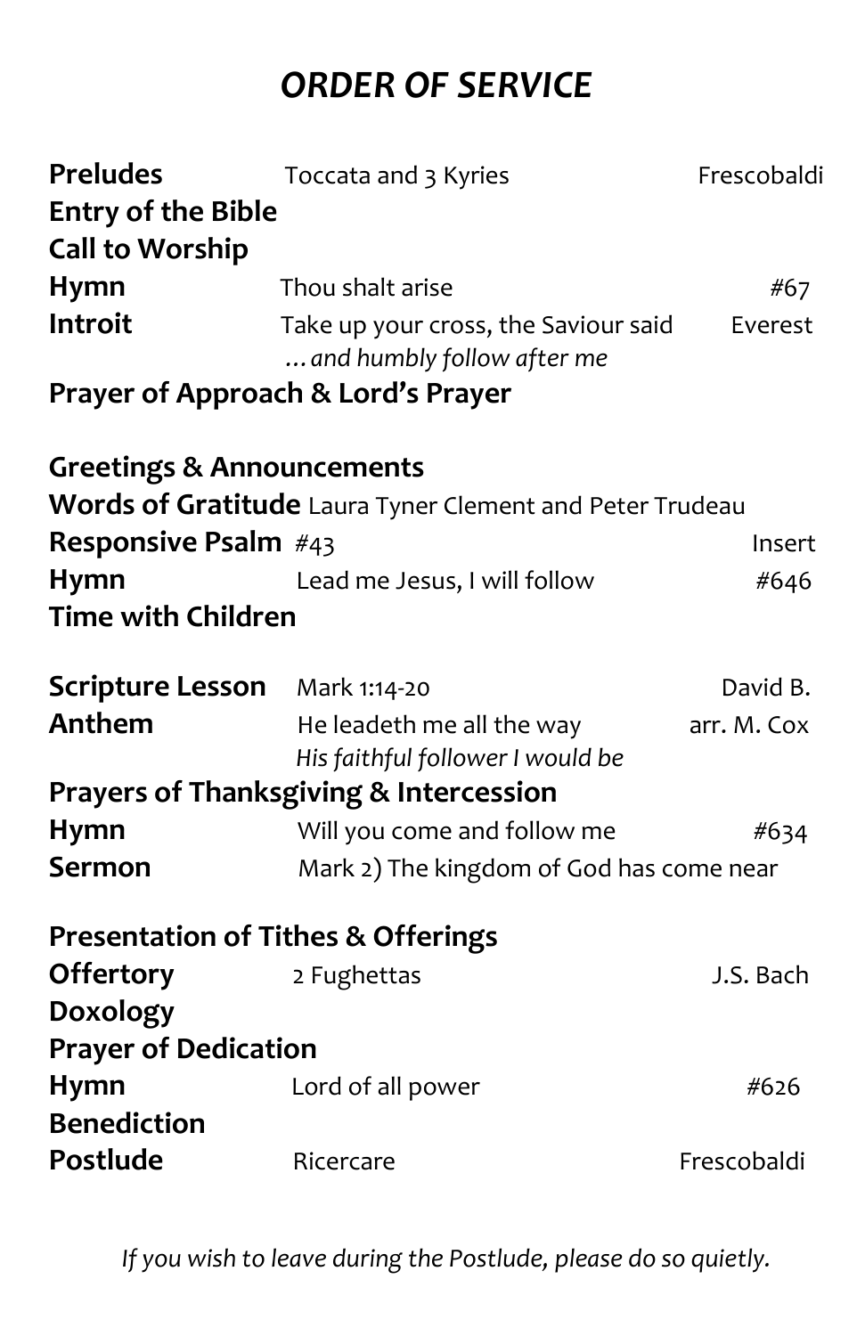# *ORDER OF SERVICE*

| | | |
|---|---|---|
| **Preludes** | Toccata and 3 Kyries | Frescobaldi |
| **Entry of the Bible** | | |
| **Call to Worship** | | |
| **Hymn** | Thou shalt arise | #67 |
| **Introit** | Take up your cross, the Saviour said<br>*…and humbly follow after me* | Everest |
| **Prayer of Approach & Lord's Prayer** | | |
| | | |
| **Greetings & Announcements** | | |
| **Words of Gratitude** | Laura Tyner Clement and Peter Trudeau | |
| **Responsive Psalm** | #43 | Insert |
| **Hymn** | Lead me Jesus, I will follow | #646 |
| **Time with Children** | | |
| | | |
| **Scripture Lesson** | Mark 1:14-20 | David B. |
| **Anthem** | He leadeth me all the way<br>*His faithful follower I would be* | arr. M. Cox |
| **Prayers of Thanksgiving & Intercession** | | |
| **Hymn** | Will you come and follow me | #634 |
| **Sermon** | Mark 2) The kingdom of God has come near | |
| | | |
| **Presentation of Tithes & Offerings** | | |
| **Offertory** | 2 Fughettas | J.S. Bach |
| **Doxology** | | |
| **Prayer of Dedication** | | |
| **Hymn** | Lord of all power | #626 |
| **Benediction** | | |
| **Postlude** | Ricercare | Frescobaldi |

*If you wish to leave during the Postlude, please do so quietly.*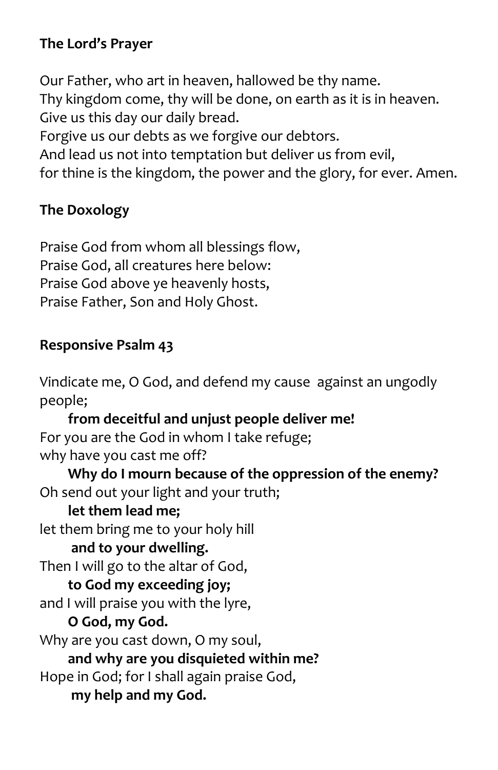**The Lord's Prayer**

Our Father, who art in heaven, hallowed be thy name.
Thy kingdom come, thy will be done, on earth as it is in heaven.
Give us this day our daily bread.
Forgive us our debts as we forgive our debtors.
And lead us not into temptation but deliver us from evil,
for thine is the kingdom, the power and the glory, for ever. Amen.

**The Doxology**

Praise God from whom all blessings flow,
Praise God, all creatures here below:
Praise God above ye heavenly hosts,
Praise Father, Son and Holy Ghost.

**Responsive Psalm 43**

Vindicate me, O God, and defend my cause against an ungodly people;
**from deceitful and unjust people deliver me!**
For you are the God in whom I take refuge;
why have you cast me off?
**Why do I mourn because of the oppression of the enemy?**
Oh send out your light and your truth;
**let them lead me;**
let them bring me to your holy hill
**and to your dwelling.**
Then I will go to the altar of God,
**to God my exceeding joy;**
and I will praise you with the lyre,
**O God, my God.**
Why are you cast down, O my soul,
**and why are you disquieted within me?**
Hope in God; for I shall again praise God,
**my help and my God.**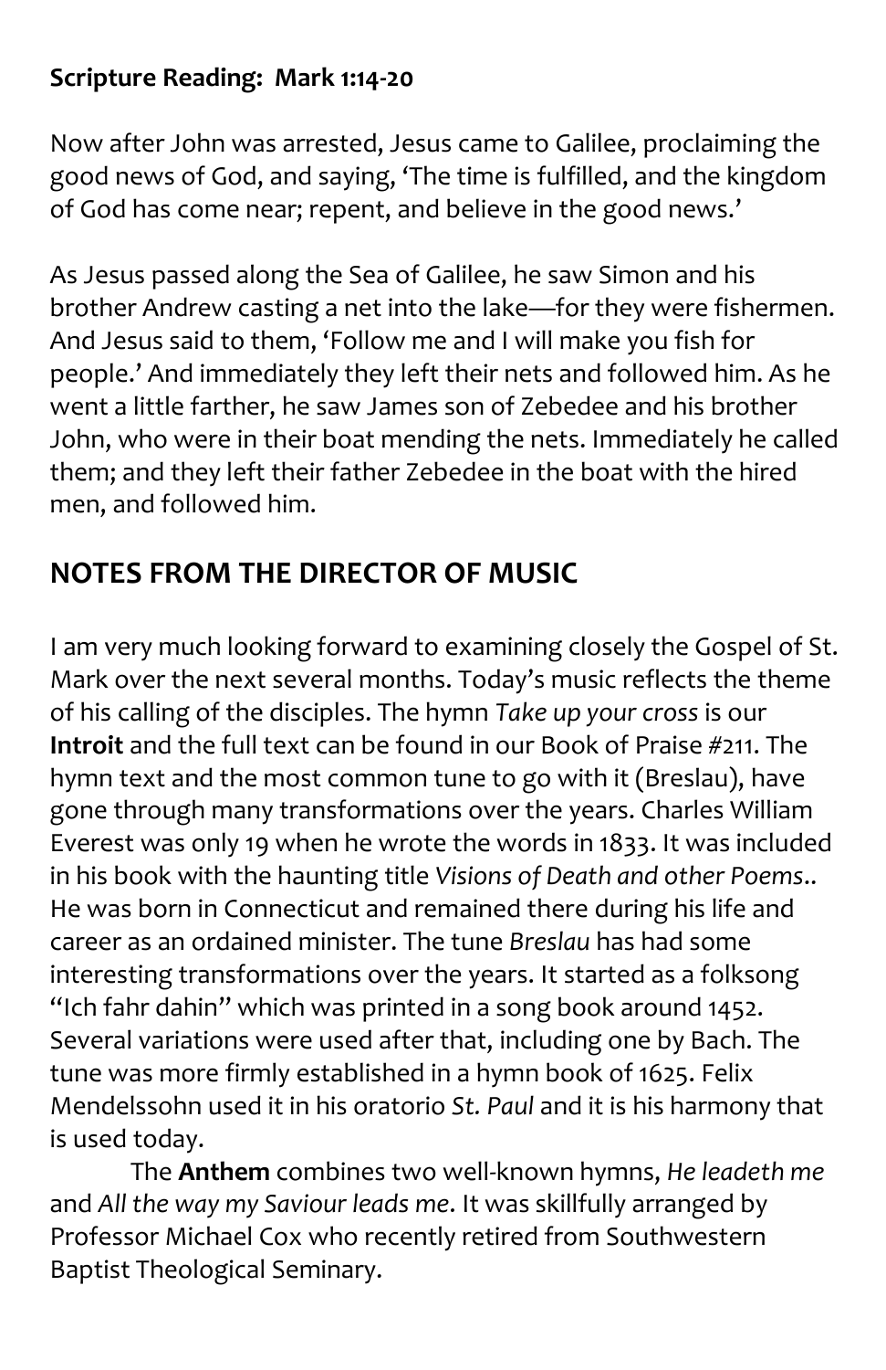**Scripture Reading: Mark 1:14-20**

Now after John was arrested, Jesus came to Galilee, proclaiming the good news of God, and saying, 'The time is fulfilled, and the kingdom of God has come near; repent, and believe in the good news.'

As Jesus passed along the Sea of Galilee, he saw Simon and his brother Andrew casting a net into the lake—for they were fishermen. And Jesus said to them, 'Follow me and I will make you fish for people.' And immediately they left their nets and followed him. As he went a little farther, he saw James son of Zebedee and his brother John, who were in their boat mending the nets. Immediately he called them; and they left their father Zebedee in the boat with the hired men, and followed him.

## NOTES FROM THE DIRECTOR OF MUSIC

I am very much looking forward to examining closely the Gospel of St. Mark over the next several months. Today's music reflects the theme of his calling of the disciples. The hymn *Take up your cross* is our **Introit** and the full text can be found in our Book of Praise #211. The hymn text and the most common tune to go with it (Breslau), have gone through many transformations over the years. Charles William Everest was only 19 when he wrote the words in 1833. It was included in his book with the haunting title *Visions of Death and other Poems*.. He was born in Connecticut and remained there during his life and career as an ordained minister. The tune *Breslau* has had some interesting transformations over the years. It started as a folksong "Ich fahr dahin" which was printed in a song book around 1452. Several variations were used after that, including one by Bach. The tune was more firmly established in a hymn book of 1625. Felix Mendelssohn used it in his oratorio *St. Paul* and it is his harmony that is used today.

The **Anthem** combines two well-known hymns, *He leadeth me* and *All the way my Saviour leads me*. It was skillfully arranged by Professor Michael Cox who recently retired from Southwestern Baptist Theological Seminary.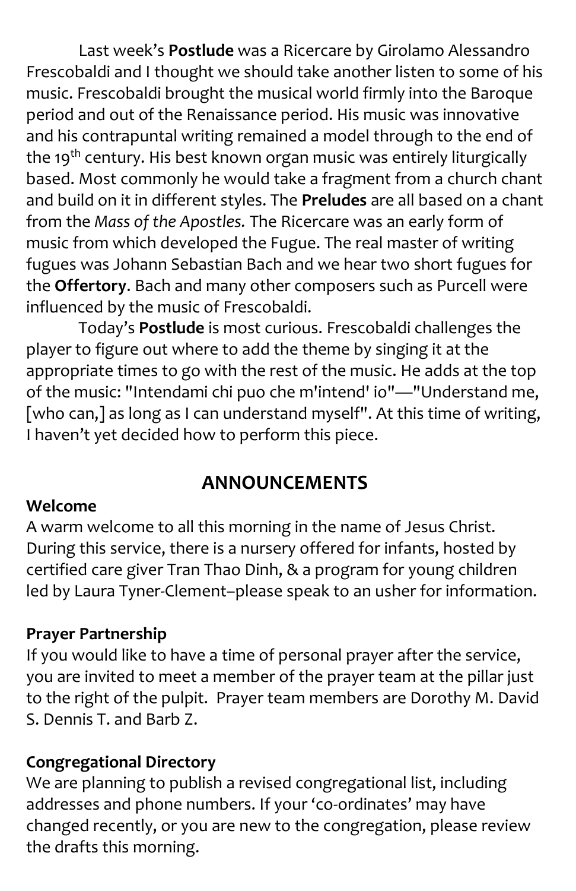Last week's **Postlude** was a Ricercare by Girolamo Alessandro Frescobaldi and I thought we should take another listen to some of his music. Frescobaldi brought the musical world firmly into the Baroque period and out of the Renaissance period. His music was innovative and his contrapuntal writing remained a model through to the end of the 19th century. His best known organ music was entirely liturgically based. Most commonly he would take a fragment from a church chant and build on it in different styles. The **Preludes** are all based on a chant from the *Mass of the Apostles.* The Ricercare was an early form of music from which developed the Fugue. The real master of writing fugues was Johann Sebastian Bach and we hear two short fugues for the **Offertory**. Bach and many other composers such as Purcell were influenced by the music of Frescobaldi.

Today's **Postlude** is most curious. Frescobaldi challenges the player to figure out where to add the theme by singing it at the appropriate times to go with the rest of the music. He adds at the top of the music: "Intendami chi puo che m'intend' io"—"Understand me, [who can,] as long as I can understand myself". At this time of writing, I haven't yet decided how to perform this piece.

## ANNOUNCEMENTS

**Welcome**

A warm welcome to all this morning in the name of Jesus Christ. During this service, there is a nursery offered for infants, hosted by certified care giver Tran Thao Dinh, & a program for young children led by Laura Tyner-Clement–please speak to an usher for information.

**Prayer Partnership**

If you would like to have a time of personal prayer after the service, you are invited to meet a member of the prayer team at the pillar just to the right of the pulpit. Prayer team members are Dorothy M. David S. Dennis T. and Barb Z.

**Congregational Directory**

We are planning to publish a revised congregational list, including addresses and phone numbers. If your 'co-ordinates' may have changed recently, or you are new to the congregation, please review the drafts this morning.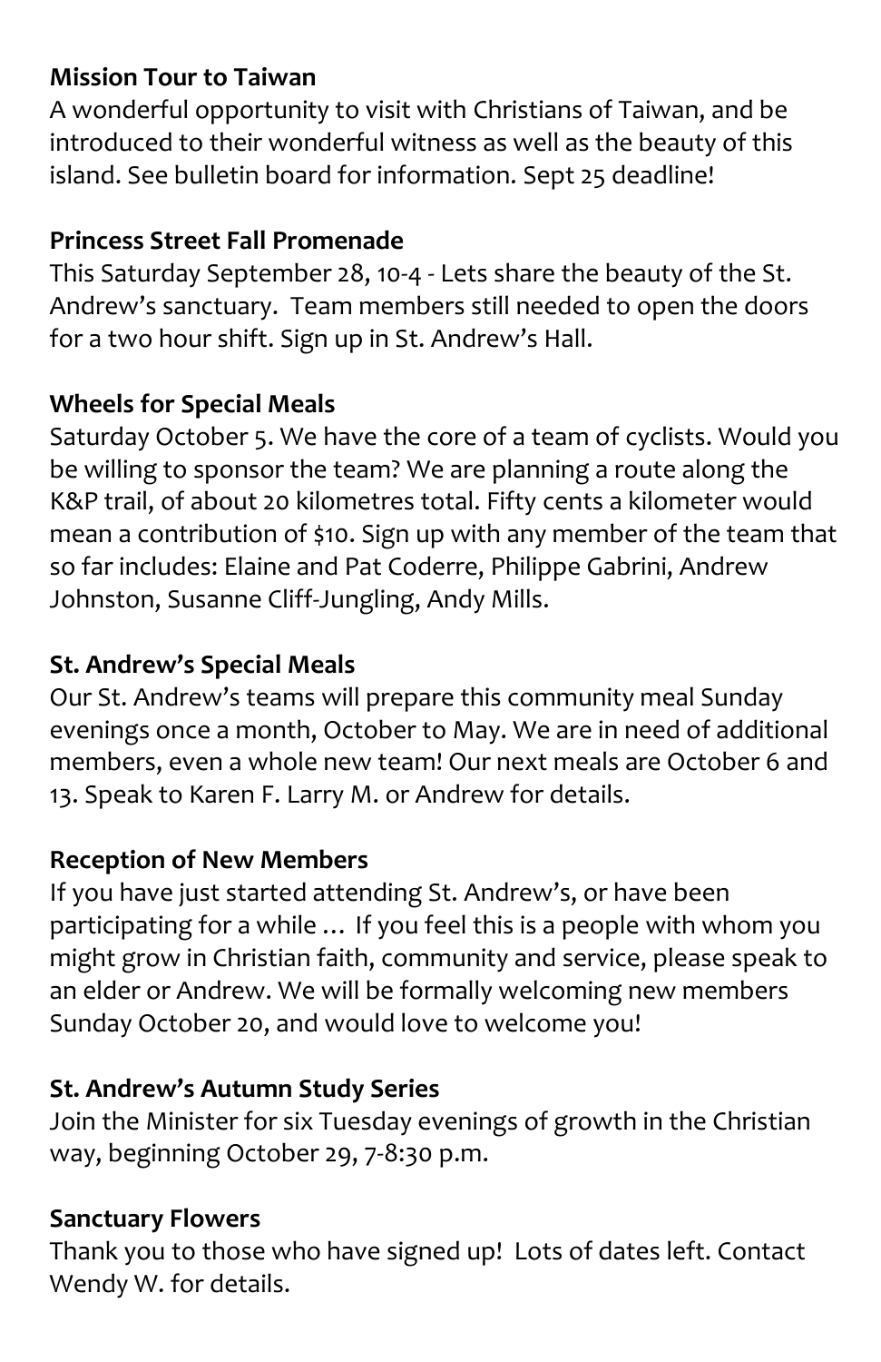**Mission Tour to Taiwan**

A wonderful opportunity to visit with Christians of Taiwan, and be introduced to their wonderful witness as well as the beauty of this island. See bulletin board for information. Sept 25 deadline!

**Princess Street Fall Promenade**

This Saturday September 28, 10-4 - Lets share the beauty of the St. Andrew's sanctuary.  Team members still needed to open the doors for a two hour shift. Sign up in St. Andrew's Hall.

**Wheels for Special Meals**

Saturday October 5. We have the core of a team of cyclists. Would you be willing to sponsor the team? We are planning a route along the K&P trail, of about 20 kilometres total. Fifty cents a kilometer would mean a contribution of $10. Sign up with any member of the team that so far includes: Elaine and Pat Coderre, Philippe Gabrini, Andrew Johnston, Susanne Cliff-Jungling, Andy Mills.

**St. Andrew's Special Meals**

Our St. Andrew's teams will prepare this community meal Sunday evenings once a month, October to May. We are in need of additional members, even a whole new team! Our next meals are October 6 and 13. Speak to Karen F. Larry M. or Andrew for details.

**Reception of New Members**

If you have just started attending St. Andrew's, or have been participating for a while …  If you feel this is a people with whom you might grow in Christian faith, community and service, please speak to an elder or Andrew. We will be formally welcoming new members Sunday October 20, and would love to welcome you!

**St. Andrew's Autumn Study Series**

Join the Minister for six Tuesday evenings of growth in the Christian way, beginning October 29, 7-8:30 p.m.

**Sanctuary Flowers**

Thank you to those who have signed up!  Lots of dates left. Contact Wendy W. for details.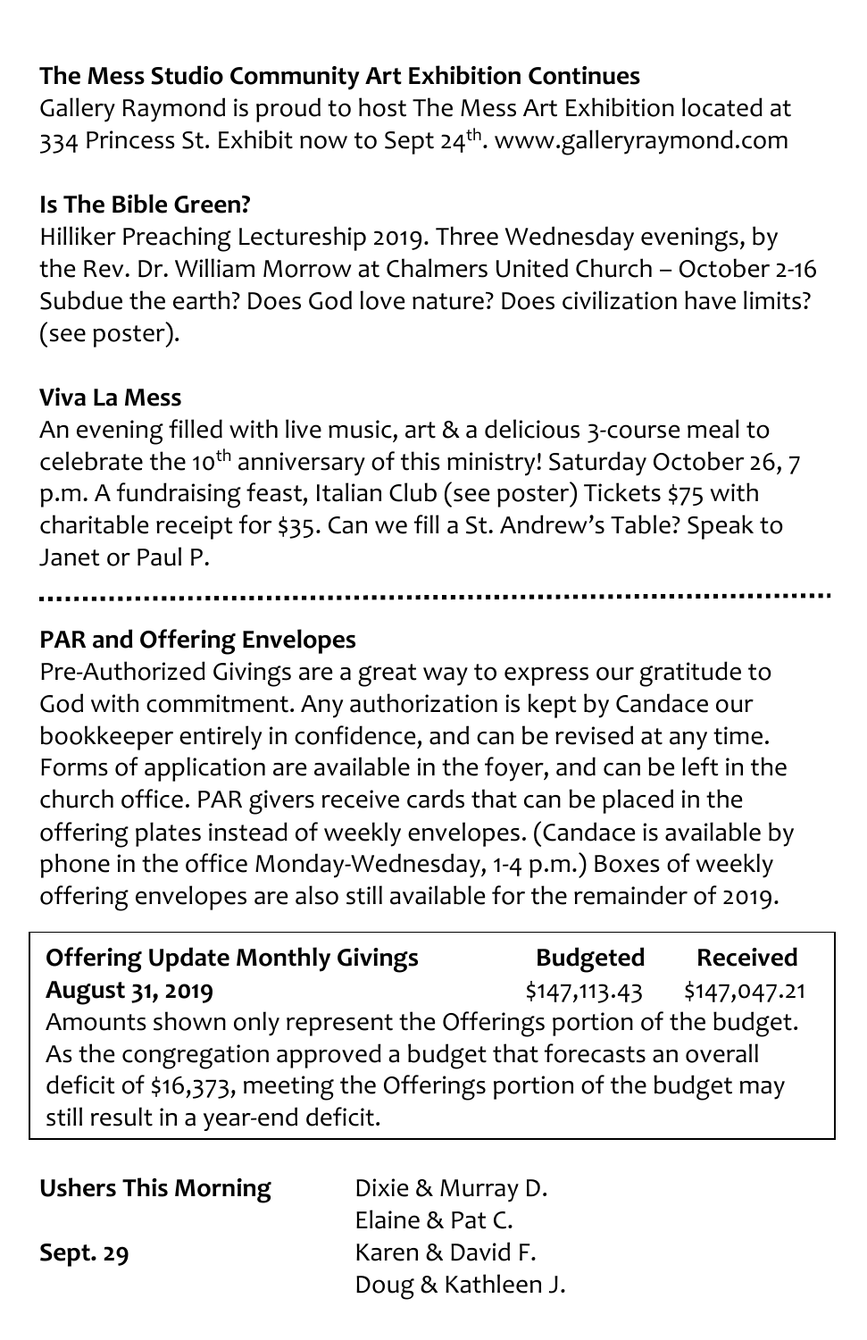**The Mess Studio Community Art Exhibition Continues**
Gallery Raymond is proud to host The Mess Art Exhibition located at 334 Princess St. Exhibit now to Sept 24th. www.galleryraymond.com

**Is The Bible Green?**
Hilliker Preaching Lectureship 2019. Three Wednesday evenings, by the Rev. Dr. William Morrow at Chalmers United Church – October 2-16 Subdue the earth? Does God love nature? Does civilization have limits? (see poster).

**Viva La Mess**
An evening filled with live music, art & a delicious 3-course meal to celebrate the 10th anniversary of this ministry! Saturday October 26, 7 p.m. A fundraising feast, Italian Club (see poster) Tickets $75 with charitable receipt for $35. Can we fill a St. Andrew's Table? Speak to Janet or Paul P.

---

**PAR and Offering Envelopes**
Pre-Authorized Givings are a great way to express our gratitude to God with commitment. Any authorization is kept by Candace our bookkeeper entirely in confidence, and can be revised at any time. Forms of application are available in the foyer, and can be left in the church office. PAR givers receive cards that can be placed in the offering plates instead of weekly envelopes. (Candace is available by phone in the office Monday-Wednesday, 1-4 p.m.) Boxes of weekly offering envelopes are also still available for the remainder of 2019.

| **Offering Update Monthly Givings** | **Budgeted** | **Received** |
|---|---|---|
| **August 31, 2019** | $147,113.43 | $147,047.21 |

Amounts shown only represent the Offerings portion of the budget. As the congregation approved a budget that forecasts an overall deficit of $16,373, meeting the Offerings portion of the budget may still result in a year-end deficit.

| | |
|---|---|
| **Ushers This Morning** | Dixie & Murray D. |
| | Elaine & Pat C. |
| **Sept. 29** | Karen & David F. |
| | Doug & Kathleen J. |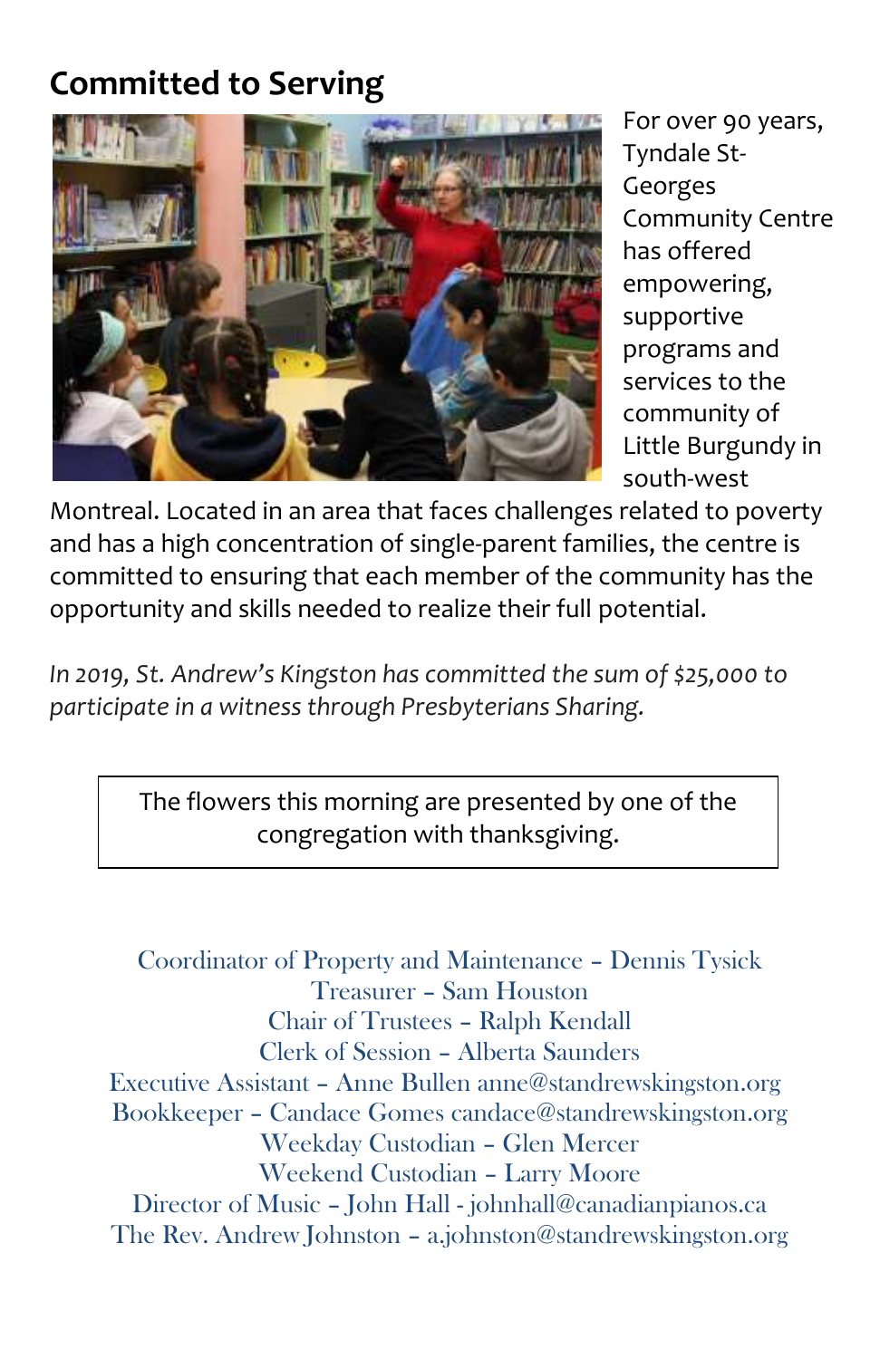## Committed to Serving

For over 90 years, Tyndale St-Georges Community Centre has offered empowering, supportive programs and services to the community of Little Burgundy in south-west Montreal. Located in an area that faces challenges related to poverty and has a high concentration of single-parent families, the centre is committed to ensuring that each member of the community has the opportunity and skills needed to realize their full potential.

*In 2019, St. Andrew's Kingston has committed the sum of $25,000 to participate in a witness through Presbyterians Sharing.*

> The flowers this morning are presented by one of the congregation with thanksgiving.

Coordinator of Property and Maintenance – Dennis Tysick
Treasurer – Sam Houston
Chair of Trustees – Ralph Kendall
Clerk of Session – Alberta Saunders
Executive Assistant – Anne Bullen anne@standrewskingston.org
Bookkeeper – Candace Gomes candace@standrewskingston.org
Weekday Custodian – Glen Mercer
Weekend Custodian – Larry Moore
Director of Music – John Hall - johnhall@canadianpianos.ca
The Rev. Andrew Johnston – a.johnston@standrewskingston.org